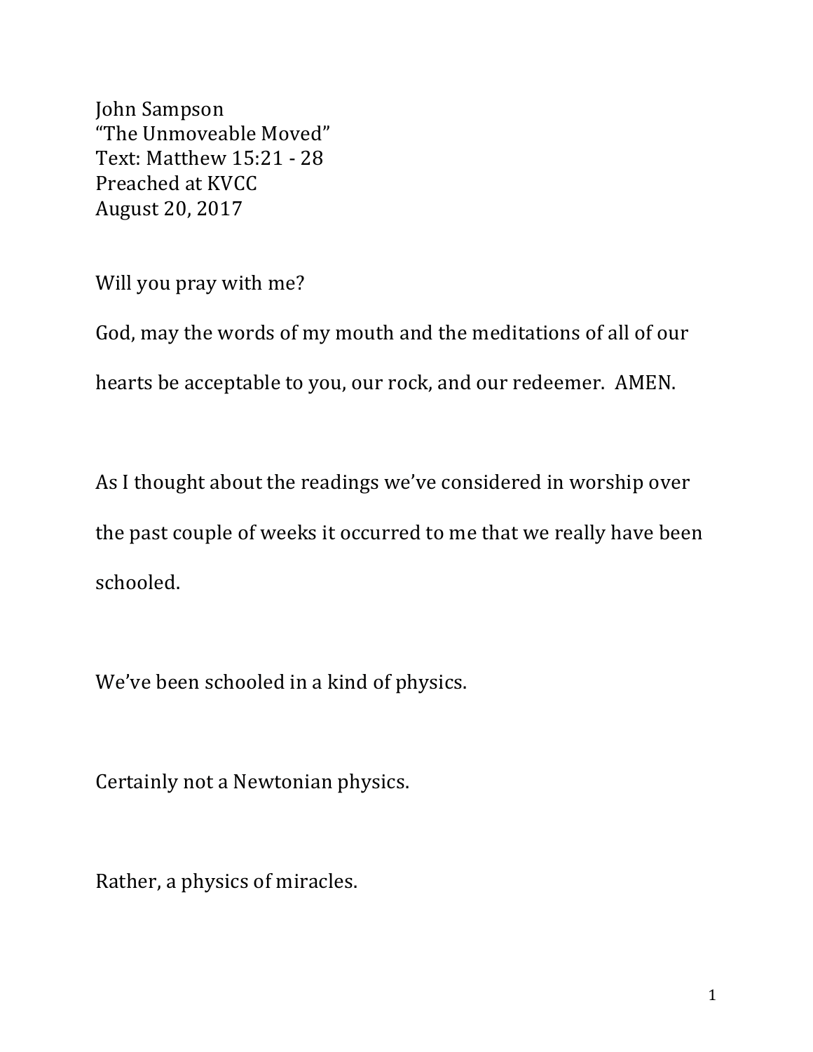John Sampson
"The Unmoveable Moved"
Text: Matthew 15:21 - 28
Preached at KVCC
August 20, 2017

Will you pray with me?

God, may the words of my mouth and the meditations of all of our hearts be acceptable to you, our rock, and our redeemer. AMEN.

As I thought about the readings we've considered in worship over the past couple of weeks it occurred to me that we really have been schooled.

We've been schooled in a kind of physics.

Certainly not a Newtonian physics.

Rather, a physics of miracles.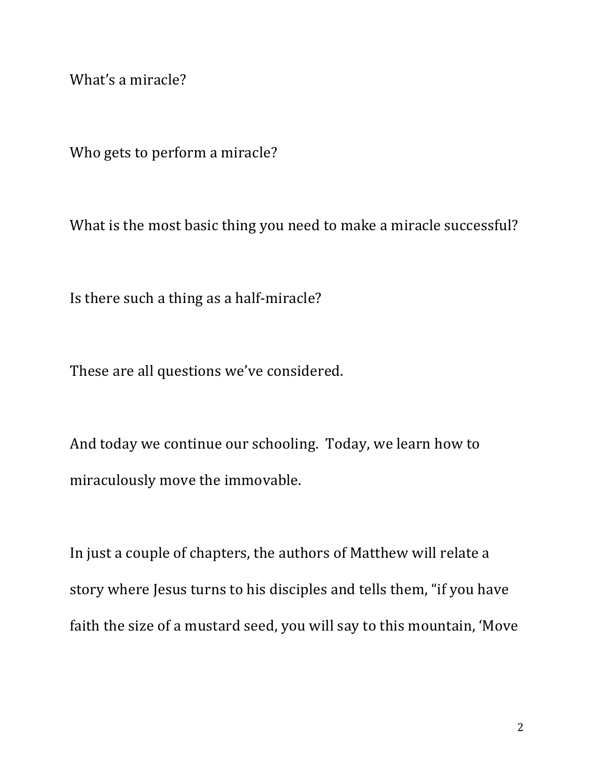What's a miracle?

Who gets to perform a miracle?

What is the most basic thing you need to make a miracle successful?

Is there such a thing as a half-miracle?

These are all questions we've considered.

And today we continue our schooling. Today, we learn how to miraculously move the immovable.

In just a couple of chapters, the authors of Matthew will relate a story where Jesus turns to his disciples and tells them, "if you have faith the size of a mustard seed, you will say to this mountain, 'Move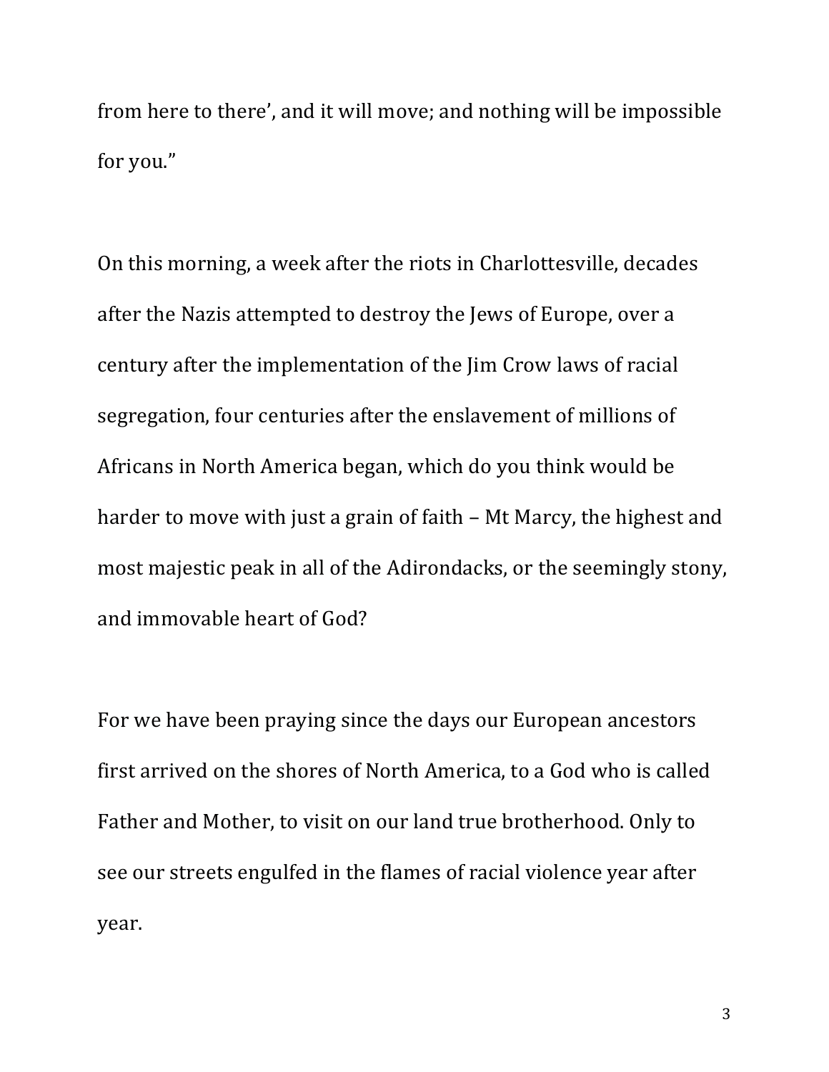from here to there', and it will move; and nothing will be impossible for you."

On this morning, a week after the riots in Charlottesville, decades after the Nazis attempted to destroy the Jews of Europe, over a century after the implementation of the Jim Crow laws of racial segregation, four centuries after the enslavement of millions of Africans in North America began, which do you think would be harder to move with just a grain of faith – Mt Marcy, the highest and most majestic peak in all of the Adirondacks, or the seemingly stony, and immovable heart of God?

For we have been praying since the days our European ancestors first arrived on the shores of North America, to a God who is called Father and Mother, to visit on our land true brotherhood. Only to see our streets engulfed in the flames of racial violence year after year.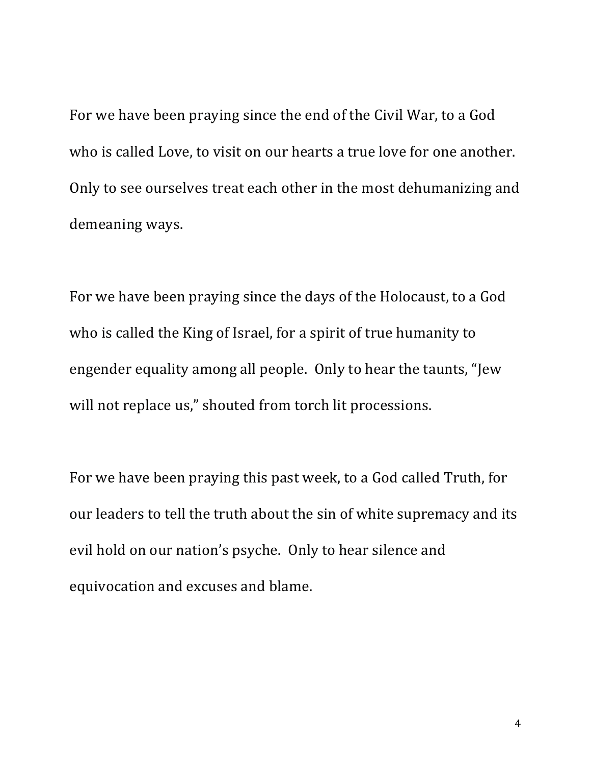For we have been praying since the end of the Civil War, to a God who is called Love, to visit on our hearts a true love for one another. Only to see ourselves treat each other in the most dehumanizing and demeaning ways.

For we have been praying since the days of the Holocaust, to a God who is called the King of Israel, for a spirit of true humanity to engender equality among all people. Only to hear the taunts, "Jew will not replace us," shouted from torch lit processions.

For we have been praying this past week, to a God called Truth, for our leaders to tell the truth about the sin of white supremacy and its evil hold on our nation's psyche. Only to hear silence and equivocation and excuses and blame.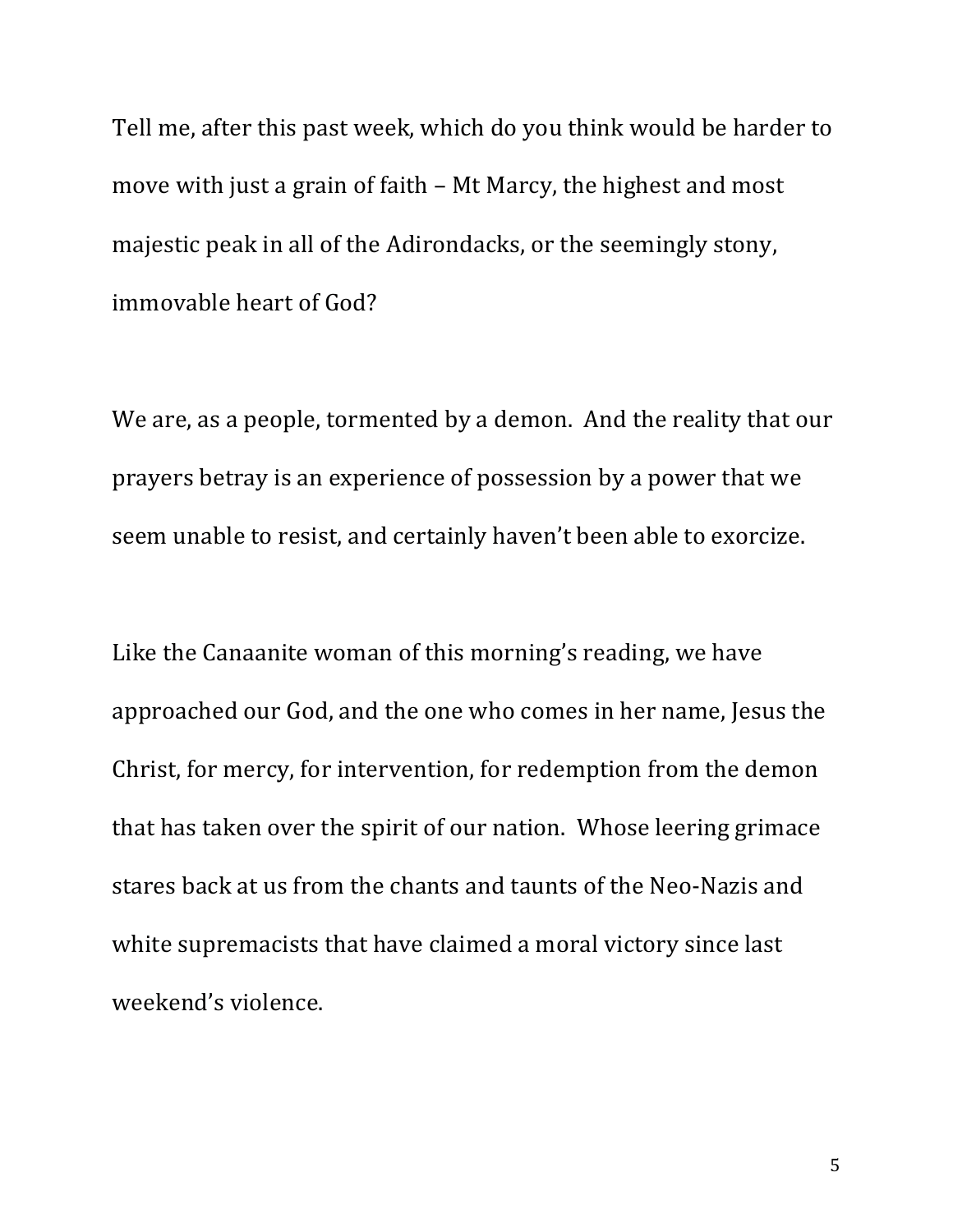Tell me, after this past week, which do you think would be harder to move with just a grain of faith – Mt Marcy, the highest and most majestic peak in all of the Adirondacks, or the seemingly stony, immovable heart of God?

We are, as a people, tormented by a demon. And the reality that our prayers betray is an experience of possession by a power that we seem unable to resist, and certainly haven't been able to exorcize.

Like the Canaanite woman of this morning's reading, we have approached our God, and the one who comes in her name, Jesus the Christ, for mercy, for intervention, for redemption from the demon that has taken over the spirit of our nation. Whose leering grimace stares back at us from the chants and taunts of the Neo-Nazis and white supremacists that have claimed a moral victory since last weekend's violence.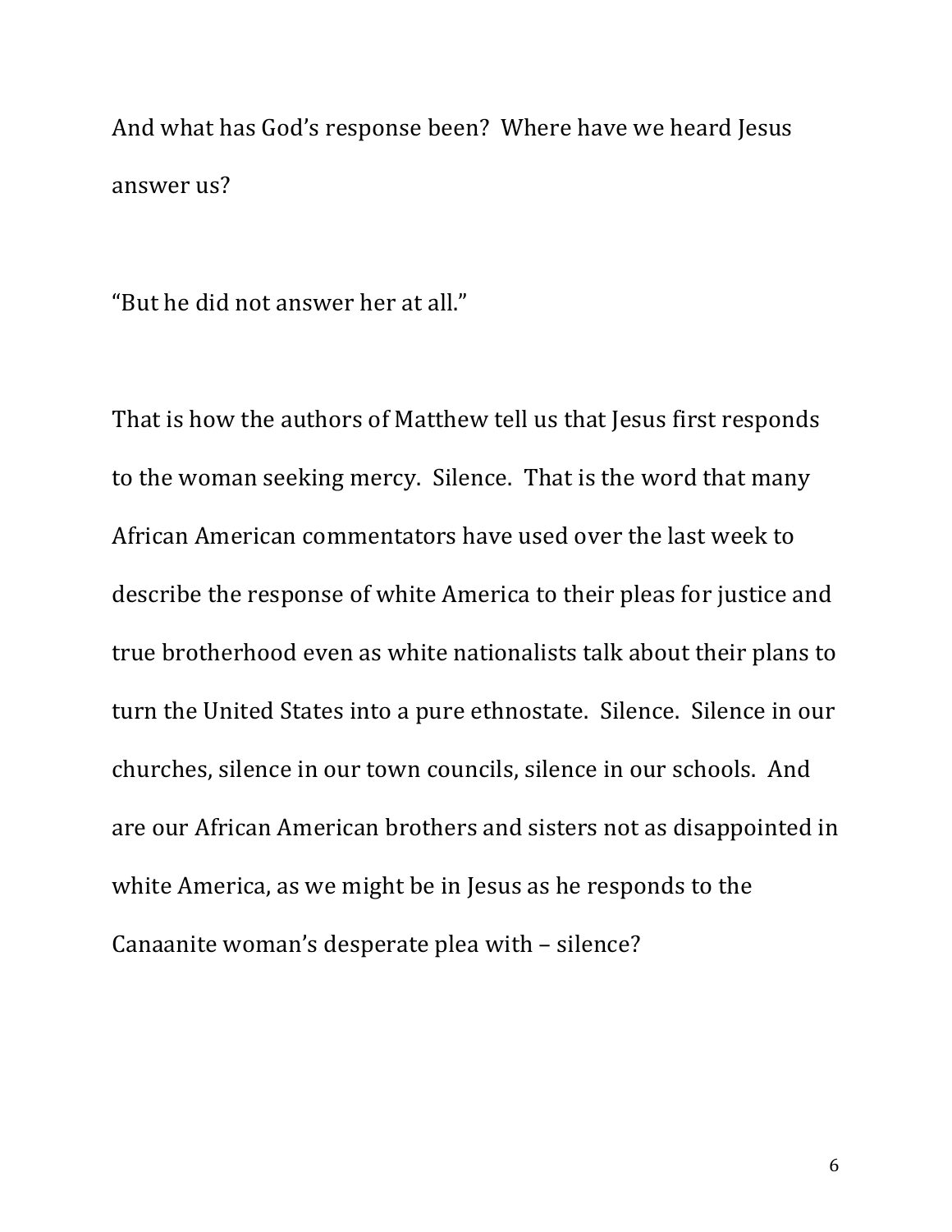And what has God's response been? Where have we heard Jesus answer us?

"But he did not answer her at all."

That is how the authors of Matthew tell us that Jesus first responds to the woman seeking mercy. Silence. That is the word that many African American commentators have used over the last week to describe the response of white America to their pleas for justice and true brotherhood even as white nationalists talk about their plans to turn the United States into a pure ethnostate. Silence. Silence in our churches, silence in our town councils, silence in our schools. And are our African American brothers and sisters not as disappointed in white America, as we might be in Jesus as he responds to the Canaanite woman's desperate plea with – silence?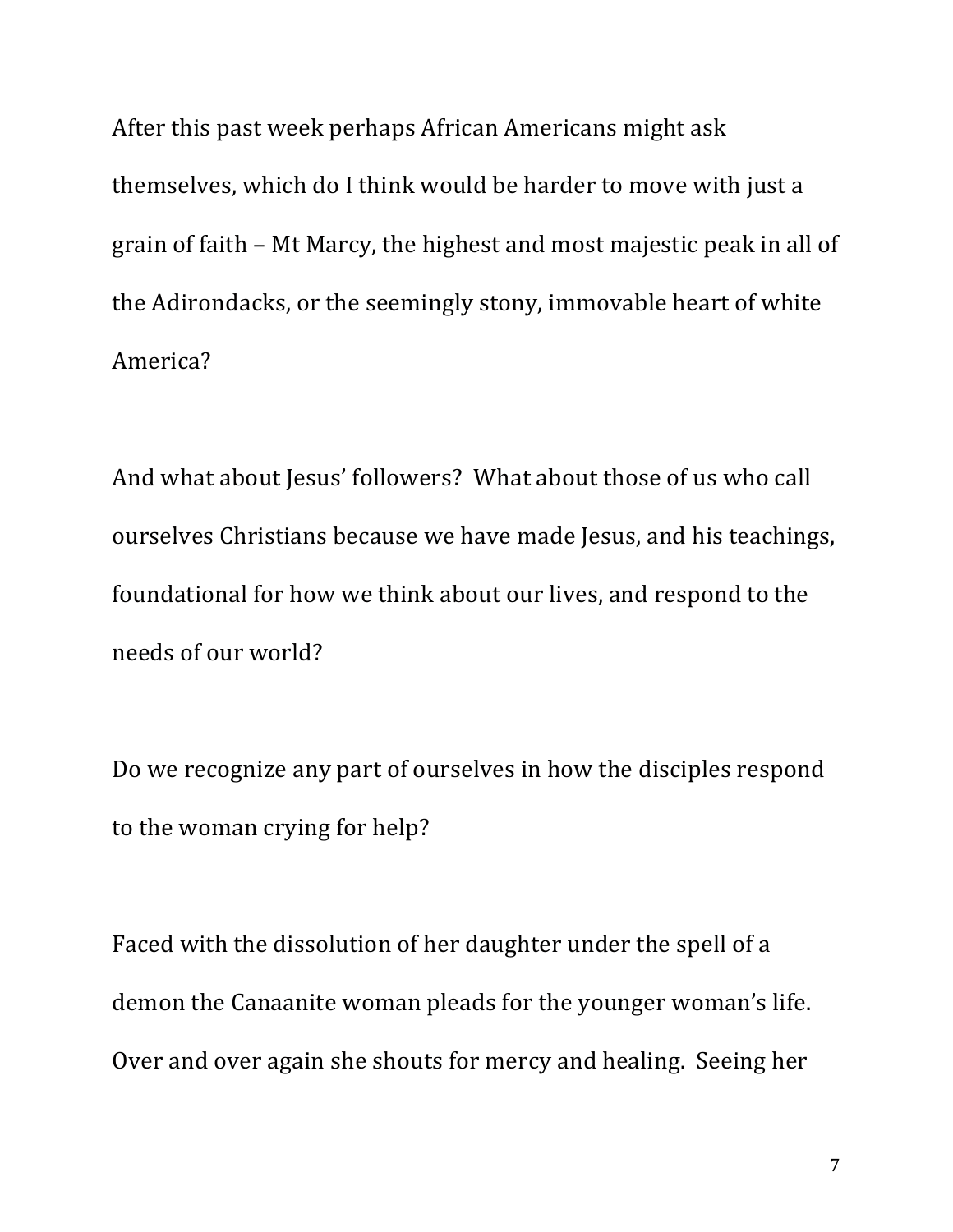After this past week perhaps African Americans might ask themselves, which do I think would be harder to move with just a grain of faith – Mt Marcy, the highest and most majestic peak in all of the Adirondacks, or the seemingly stony, immovable heart of white America?

And what about Jesus' followers? What about those of us who call ourselves Christians because we have made Jesus, and his teachings, foundational for how we think about our lives, and respond to the needs of our world?

Do we recognize any part of ourselves in how the disciples respond to the woman crying for help?

Faced with the dissolution of her daughter under the spell of a demon the Canaanite woman pleads for the younger woman's life. Over and over again she shouts for mercy and healing. Seeing her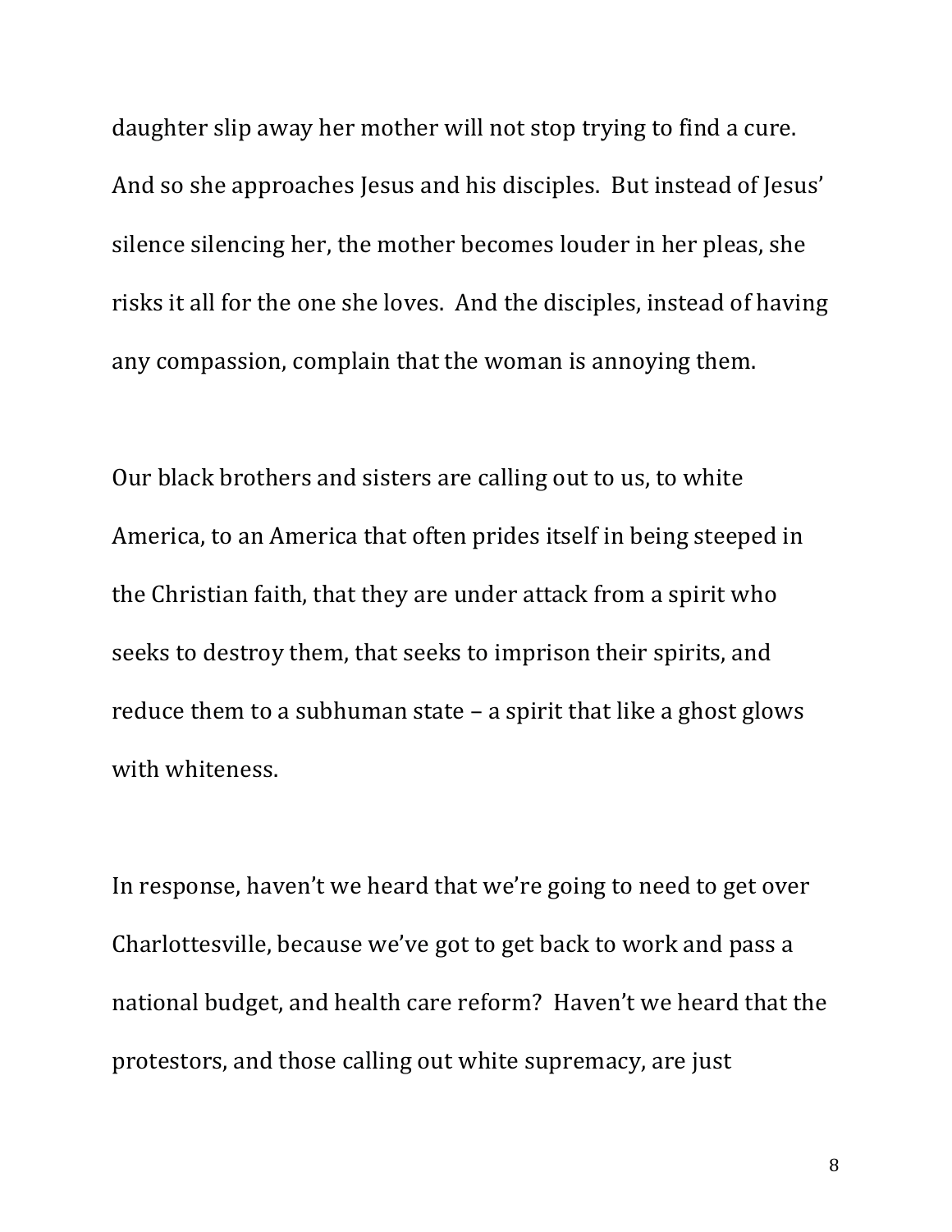daughter slip away her mother will not stop trying to find a cure. And so she approaches Jesus and his disciples. But instead of Jesus' silence silencing her, the mother becomes louder in her pleas, she risks it all for the one she loves. And the disciples, instead of having any compassion, complain that the woman is annoying them.

Our black brothers and sisters are calling out to us, to white America, to an America that often prides itself in being steeped in the Christian faith, that they are under attack from a spirit who seeks to destroy them, that seeks to imprison their spirits, and reduce them to a subhuman state – a spirit that like a ghost glows with whiteness.

In response, haven't we heard that we're going to need to get over Charlottesville, because we've got to get back to work and pass a national budget, and health care reform? Haven't we heard that the protestors, and those calling out white supremacy, are just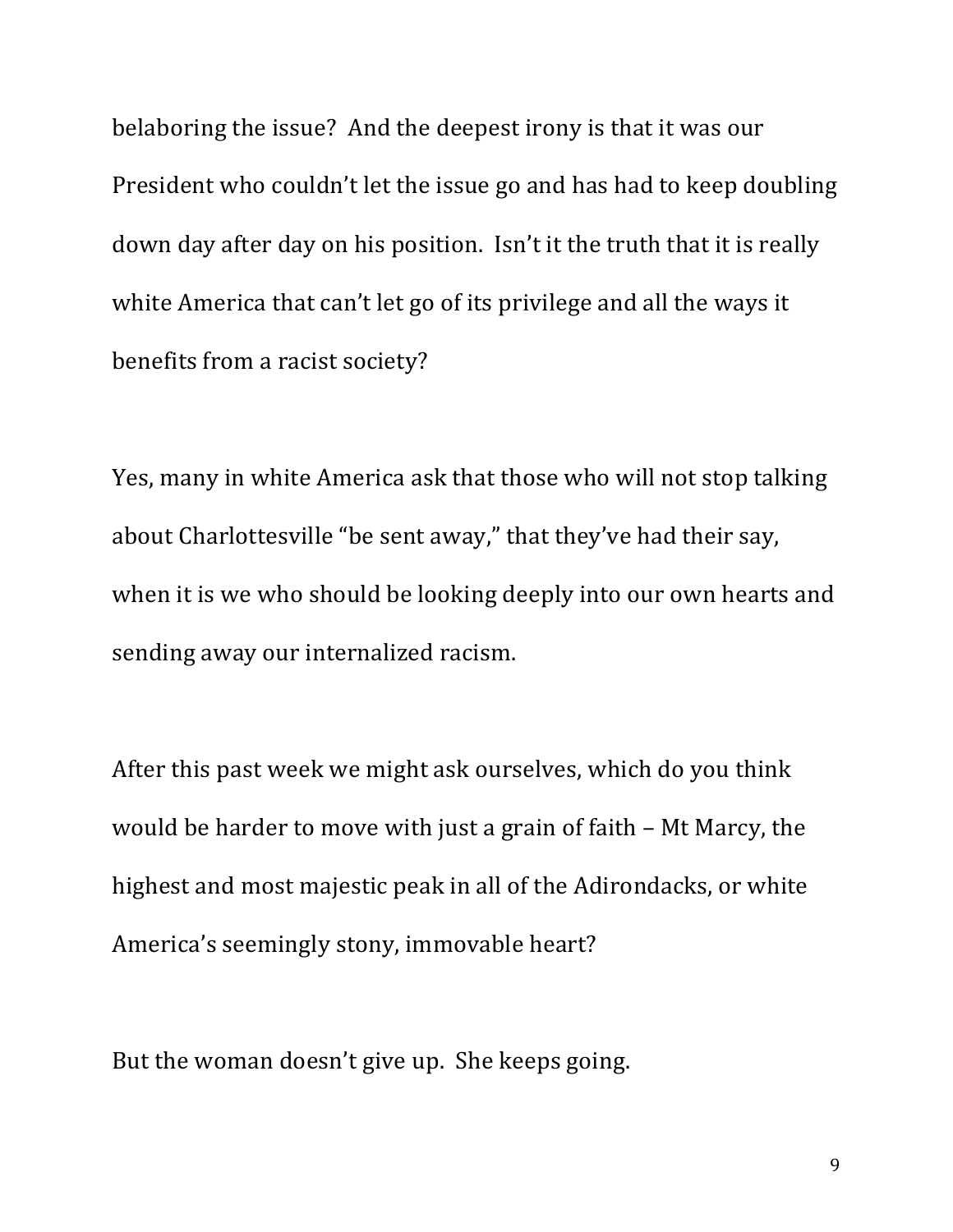belaboring the issue? And the deepest irony is that it was our President who couldn't let the issue go and has had to keep doubling down day after day on his position. Isn't it the truth that it is really white America that can't let go of its privilege and all the ways it benefits from a racist society?

Yes, many in white America ask that those who will not stop talking about Charlottesville "be sent away," that they've had their say, when it is we who should be looking deeply into our own hearts and sending away our internalized racism.

After this past week we might ask ourselves, which do you think would be harder to move with just a grain of faith – Mt Marcy, the highest and most majestic peak in all of the Adirondacks, or white America's seemingly stony, immovable heart?

But the woman doesn't give up. She keeps going.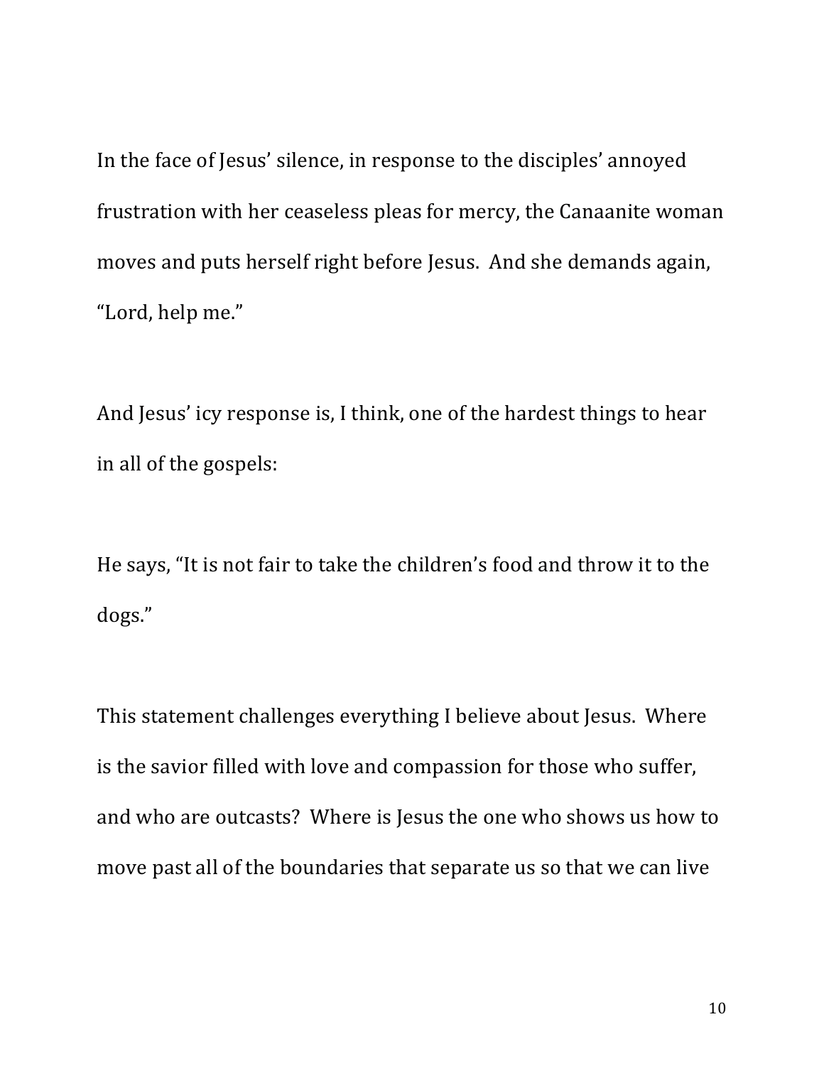In the face of Jesus' silence, in response to the disciples' annoyed frustration with her ceaseless pleas for mercy, the Canaanite woman moves and puts herself right before Jesus.  And she demands again, "Lord, help me."

And Jesus' icy response is, I think, one of the hardest things to hear in all of the gospels:

He says, "It is not fair to take the children's food and throw it to the dogs."

This statement challenges everything I believe about Jesus.  Where is the savior filled with love and compassion for those who suffer, and who are outcasts?  Where is Jesus the one who shows us how to move past all of the boundaries that separate us so that we can live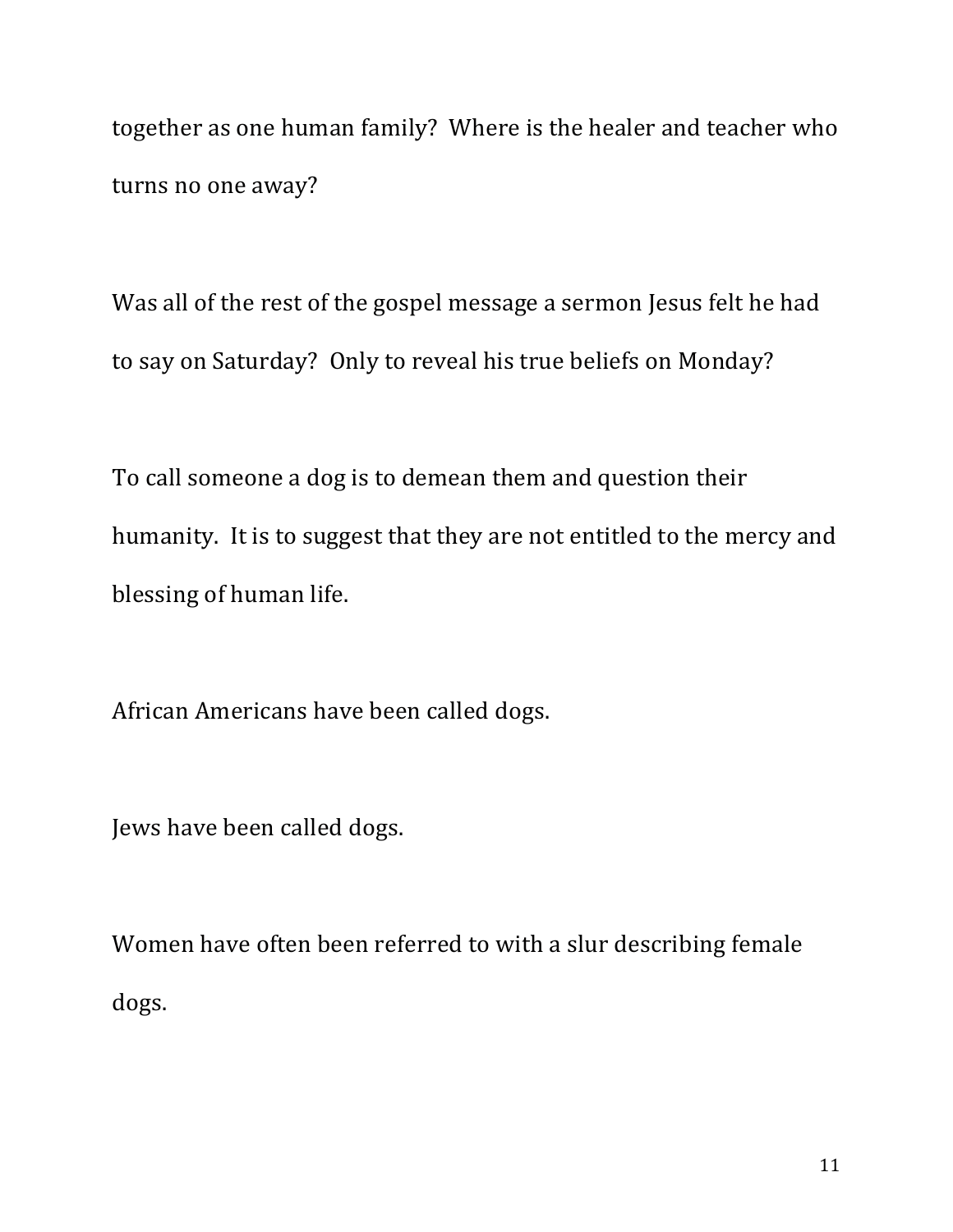together as one human family? Where is the healer and teacher who turns no one away?

Was all of the rest of the gospel message a sermon Jesus felt he had to say on Saturday? Only to reveal his true beliefs on Monday?

To call someone a dog is to demean them and question their humanity. It is to suggest that they are not entitled to the mercy and blessing of human life.

African Americans have been called dogs.

Jews have been called dogs.

Women have often been referred to with a slur describing female dogs.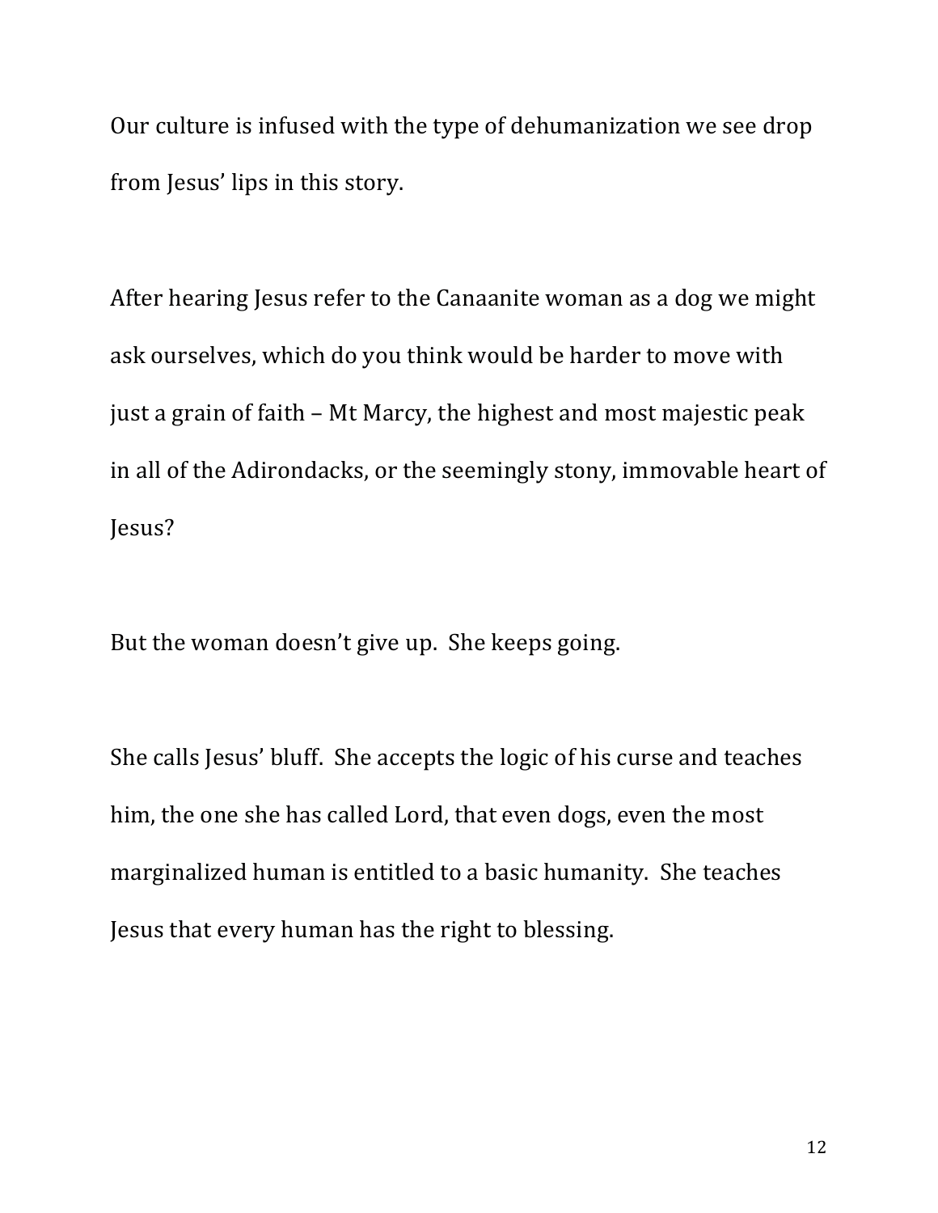Our culture is infused with the type of dehumanization we see drop from Jesus' lips in this story.

After hearing Jesus refer to the Canaanite woman as a dog we might ask ourselves, which do you think would be harder to move with just a grain of faith – Mt Marcy, the highest and most majestic peak in all of the Adirondacks, or the seemingly stony, immovable heart of Jesus?

But the woman doesn't give up. She keeps going.

She calls Jesus' bluff. She accepts the logic of his curse and teaches him, the one she has called Lord, that even dogs, even the most marginalized human is entitled to a basic humanity. She teaches Jesus that every human has the right to blessing.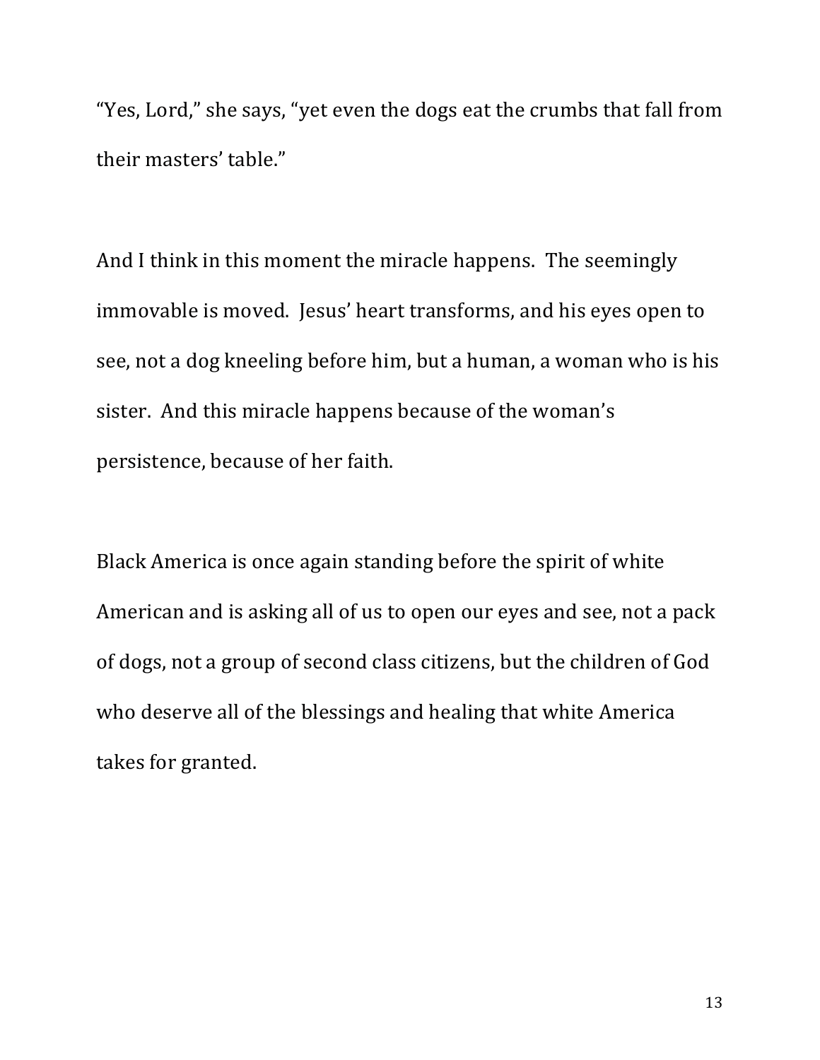"Yes, Lord," she says, "yet even the dogs eat the crumbs that fall from their masters' table."

And I think in this moment the miracle happens.  The seemingly immovable is moved.  Jesus' heart transforms, and his eyes open to see, not a dog kneeling before him, but a human, a woman who is his sister.  And this miracle happens because of the woman's persistence, because of her faith.

Black America is once again standing before the spirit of white American and is asking all of us to open our eyes and see, not a pack of dogs, not a group of second class citizens, but the children of God who deserve all of the blessings and healing that white America takes for granted.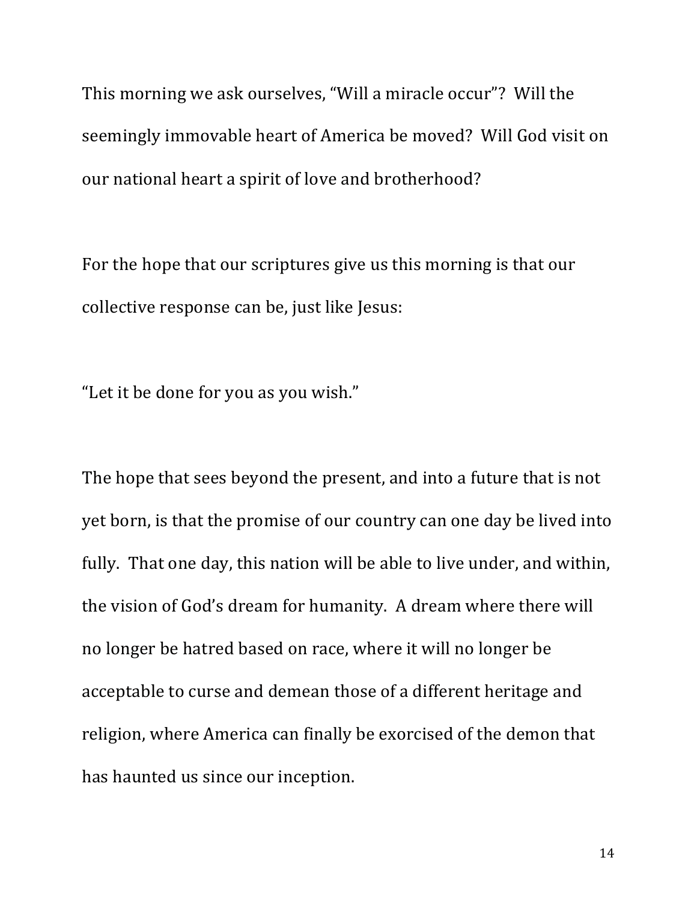This morning we ask ourselves, “Will a miracle occur”? Will the seemingly immovable heart of America be moved? Will God visit on our national heart a spirit of love and brotherhood?

For the hope that our scriptures give us this morning is that our collective response can be, just like Jesus:

“Let it be done for you as you wish.”

The hope that sees beyond the present, and into a future that is not yet born, is that the promise of our country can one day be lived into fully. That one day, this nation will be able to live under, and within, the vision of God’s dream for humanity. A dream where there will no longer be hatred based on race, where it will no longer be acceptable to curse and demean those of a different heritage and religion, where America can finally be exorcised of the demon that has haunted us since our inception.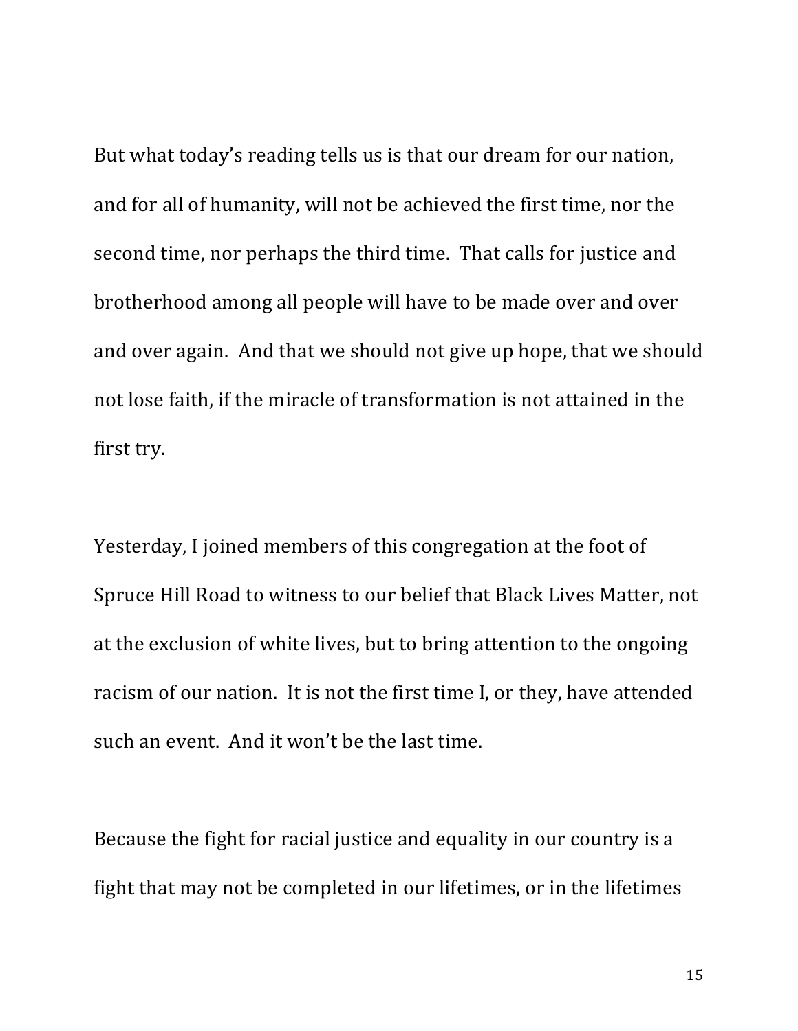But what today's reading tells us is that our dream for our nation, and for all of humanity, will not be achieved the first time, nor the second time, nor perhaps the third time. That calls for justice and brotherhood among all people will have to be made over and over and over again. And that we should not give up hope, that we should not lose faith, if the miracle of transformation is not attained in the first try.

Yesterday, I joined members of this congregation at the foot of Spruce Hill Road to witness to our belief that Black Lives Matter, not at the exclusion of white lives, but to bring attention to the ongoing racism of our nation. It is not the first time I, or they, have attended such an event. And it won't be the last time.

Because the fight for racial justice and equality in our country is a fight that may not be completed in our lifetimes, or in the lifetimes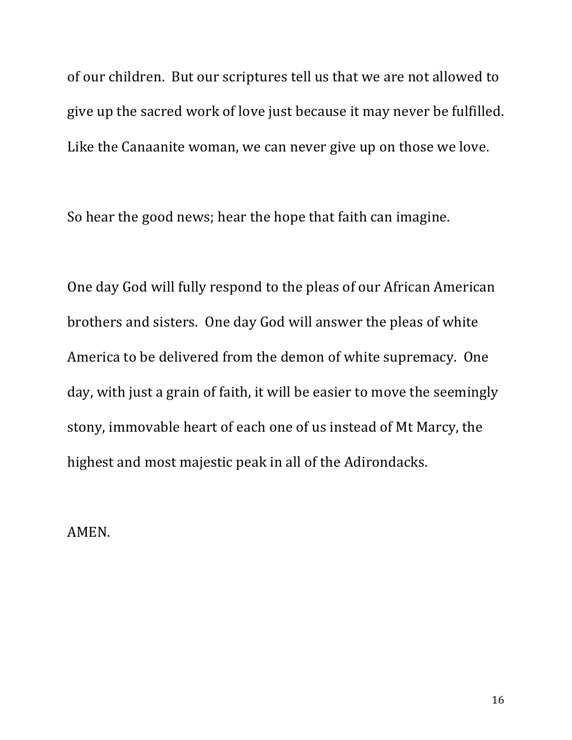of our children. But our scriptures tell us that we are not allowed to give up the sacred work of love just because it may never be fulfilled. Like the Canaanite woman, we can never give up on those we love.

So hear the good news; hear the hope that faith can imagine.

One day God will fully respond to the pleas of our African American brothers and sisters. One day God will answer the pleas of white America to be delivered from the demon of white supremacy. One day, with just a grain of faith, it will be easier to move the seemingly stony, immovable heart of each one of us instead of Mt Marcy, the highest and most majestic peak in all of the Adirondacks.

AMEN.